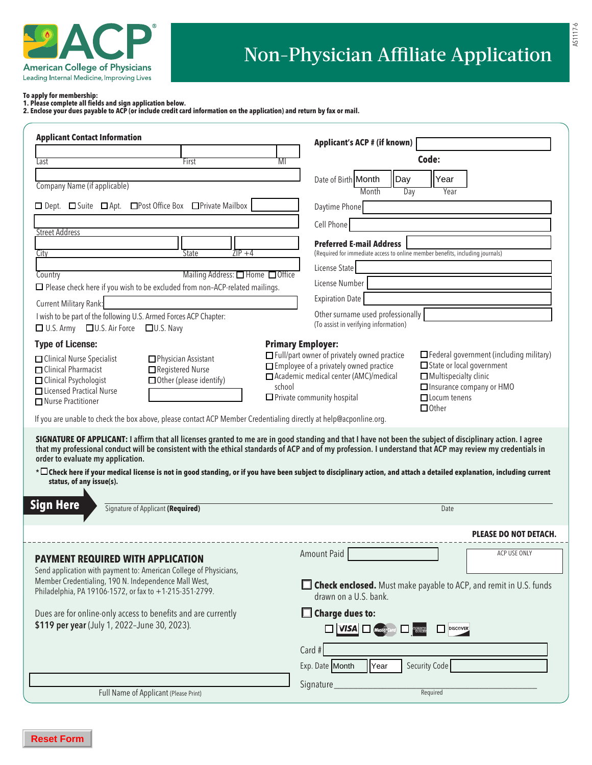American College of Physicians
Leading Internal Medicine, Improving Lives

# Non-Physician Affiliate Application

AS1117-6

**To apply for membership:**
**1. Please complete all fields and sign application below.**
**2. Enclose your dues payable to ACP (or include credit card information on the application) and return by fax or mail.**

## Applicant Contact Information

Last ______ First ______ MI ______

Company Name (if applicable) ______

☐ Dept. ☐ Suite ☐ Apt. ☐ Post Office Box ☐ Private Mailbox ______

Street Address ______

City ______ State ______ ZIP +4 ______

Country ______ Mailing Address: ☐ Home ☐ Office

☐ Please check here if you wish to be excluded from non–ACP-related mailings.

Current Military Rank: ______

I wish to be part of the following U.S. Armed Forces ACP Chapter:
☐ U.S. Army ☐ U.S. Air Force ☐ U.S. Navy

**Applicant's ACP # (if known)** ______

**Code:**

Date of Birth Month ______ Day ______ Year ______

Daytime Phone ______

Cell Phone ______

**Preferred E-mail Address** ______
(Required for immediate access to online member benefits, including journals)

License State ______

License Number ______

Expiration Date ______

Other surname used professionally ______
(To assist in verifying information)

### Type of License:

- ☐ Clinical Nurse Specialist
- ☐ Clinical Pharmacist
- ☐ Clinical Psychologist
- ☐ Licensed Practical Nurse
- ☐ Nurse Practitioner
- ☐ Physician Assistant
- ☐ Registered Nurse
- ☐ Other (please identify) ______

### Primary Employer:

- ☐ Full/part owner of privately owned practice
- ☐ Employee of a privately owned practice
- ☐ Academic medical center (AMC)/medical school
- ☐ Private community hospital
- ☐ Federal government (including military)
- ☐ State or local government
- ☐ Multispecialty clinic
- ☐ Insurance company or HMO
- ☐ Locum tenens
- ☐ Other

If you are unable to check the box above, please contact ACP Member Credentialing directly at help@acponline.org.

**SIGNATURE OF APPLICANT: I affirm that all licenses granted to me are in good standing and that I have not been the subject of disciplinary action. I agree that my professional conduct will be consistent with the ethical standards of ACP and of my profession. I understand that ACP may review my credentials in order to evaluate my application.**

* ☐ **Check here if your medical license is not in good standing, or if you have been subject to disciplinary action, and attach a detailed explanation, including current status, of any issue(s).**

**Sign Here** Signature of Applicant **(Required)** ______ Date ______

**PLEASE DO NOT DETACH.**

## PAYMENT REQUIRED WITH APPLICATION

Send application with payment to: American College of Physicians, Member Credentialing, 190 N. Independence Mall West, Philadelphia, PA 19106-1572, or fax to +1-215-351-2799.

Dues are for online-only access to benefits and are currently **$119 per year** (July 1, 2022–June 30, 2023).

Full Name of Applicant (Please Print) ______

Amount Paid ______

ACP USE ONLY

☐ **Check enclosed.** Must make payable to ACP, and remit in U.S. funds drawn on a U.S. bank.

☐ **Charge dues to:**
☐ VISA ☐ MasterCard ☐ American Express ☐ Discover

Card # ______

Exp. Date Month ______ Year ______ Security Code ______

Signature ______
Required

Reset Form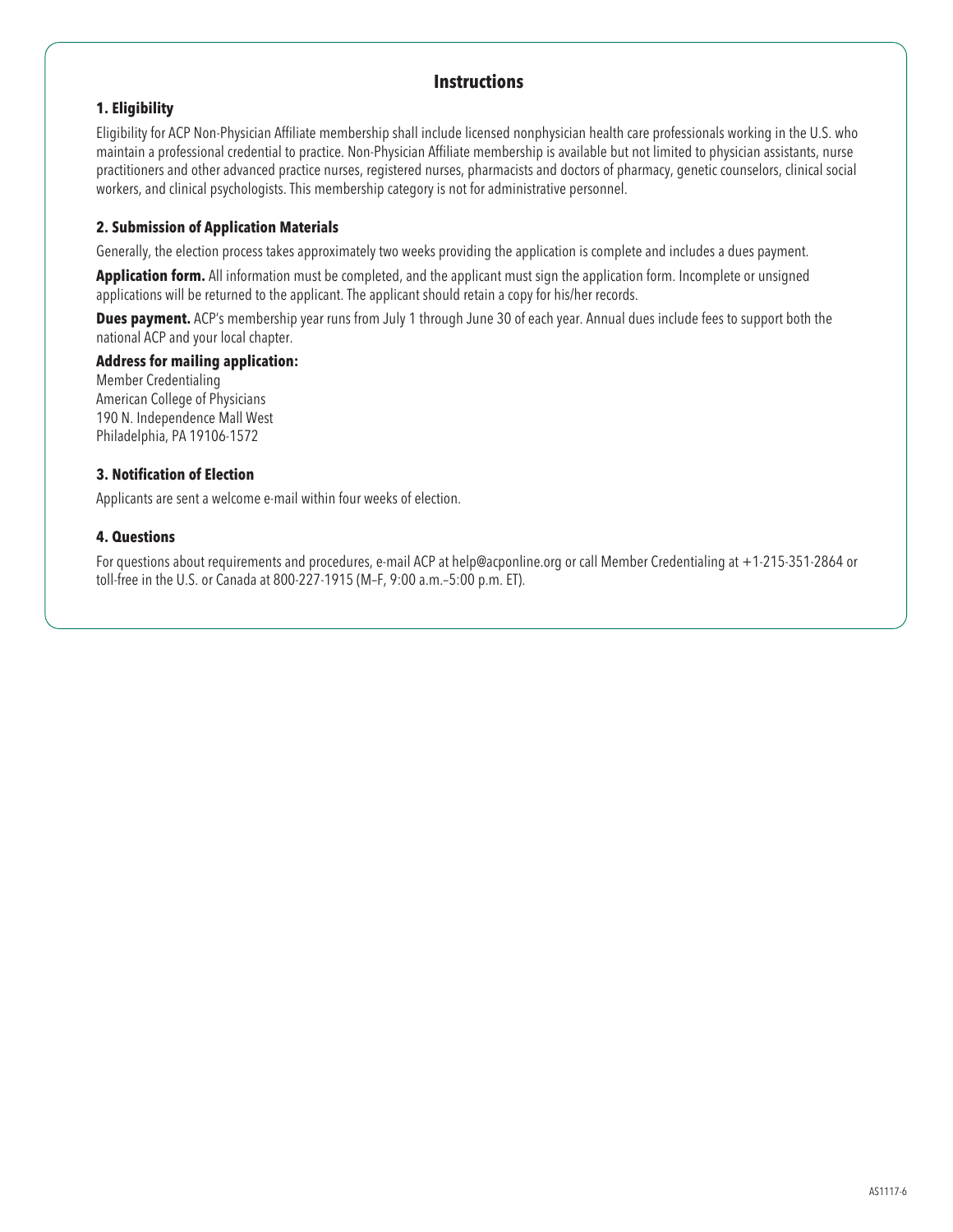## Instructions

### 1. Eligibility

Eligibility for ACP Non-Physician Affiliate membership shall include licensed nonphysician health care professionals working in the U.S. who maintain a professional credential to practice. Non-Physician Affiliate membership is available but not limited to physician assistants, nurse practitioners and other advanced practice nurses, registered nurses, pharmacists and doctors of pharmacy, genetic counselors, clinical social workers, and clinical psychologists. This membership category is not for administrative personnel.

### 2. Submission of Application Materials

Generally, the election process takes approximately two weeks providing the application is complete and includes a dues payment.

**Application form.** All information must be completed, and the applicant must sign the application form. Incomplete or unsigned applications will be returned to the applicant. The applicant should retain a copy for his/her records.

**Dues payment.** ACP's membership year runs from July 1 through June 30 of each year. Annual dues include fees to support both the national ACP and your local chapter.

**Address for mailing application:**
Member Credentialing
American College of Physicians
190 N. Independence Mall West
Philadelphia, PA 19106-1572

### 3. Notification of Election

Applicants are sent a welcome e-mail within four weeks of election.

### 4. Questions

For questions about requirements and procedures, e-mail ACP at help@acponline.org or call Member Credentialing at +1-215-351-2864 or toll-free in the U.S. or Canada at 800-227-1915 (M–F, 9:00 a.m.–5:00 p.m. ET).

AS1117-6